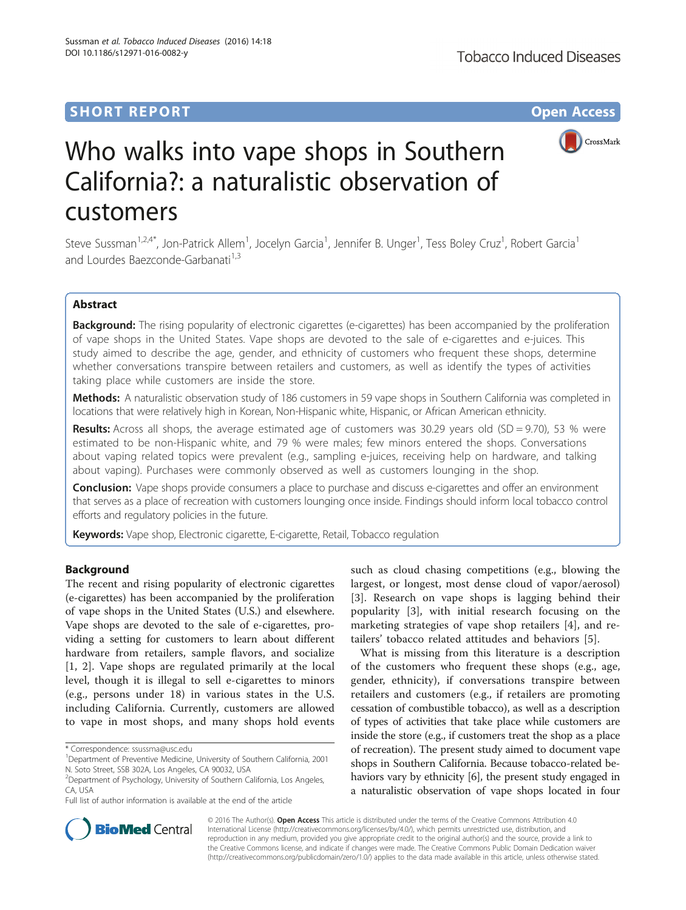**SHORT REPORT** **Open Access**

# Who walks into vape shops in Southern California?: a naturalistic observation of customers

Steve Sussman[1,2,4*], Jon-Patrick Allem[1], Jocelyn Garcia[1], Jennifer B. Unger[1], Tess Boley Cruz[1], Robert Garcia[1] and Lourdes Baezconde-Garbanati[1,3]

## Abstract

**Background:** The rising popularity of electronic cigarettes (e-cigarettes) has been accompanied by the proliferation of vape shops in the United States. Vape shops are devoted to the sale of e-cigarettes and e-juices. This study aimed to describe the age, gender, and ethnicity of customers who frequent these shops, determine whether conversations transpire between retailers and customers, as well as identify the types of activities taking place while customers are inside the store.

**Methods:** A naturalistic observation study of 186 customers in 59 vape shops in Southern California was completed in locations that were relatively high in Korean, Non-Hispanic white, Hispanic, or African American ethnicity.

**Results:** Across all shops, the average estimated age of customers was 30.29 years old (SD = 9.70), 53 % were estimated to be non-Hispanic white, and 79 % were males; few minors entered the shops. Conversations about vaping related topics were prevalent (e.g., sampling e-juices, receiving help on hardware, and talking about vaping). Purchases were commonly observed as well as customers lounging in the shop.

**Conclusion:** Vape shops provide consumers a place to purchase and discuss e-cigarettes and offer an environment that serves as a place of recreation with customers lounging once inside. Findings should inform local tobacco control efforts and regulatory policies in the future.

**Keywords:** Vape shop, Electronic cigarette, E-cigarette, Retail, Tobacco regulation

## Background

The recent and rising popularity of electronic cigarettes (e-cigarettes) has been accompanied by the proliferation of vape shops in the United States (U.S.) and elsewhere. Vape shops are devoted to the sale of e-cigarettes, providing a setting for customers to learn about different hardware from retailers, sample flavors, and socialize [1, 2]. Vape shops are regulated primarily at the local level, though it is illegal to sell e-cigarettes to minors (e.g., persons under 18) in various states in the U.S. including California. Currently, customers are allowed to vape in most shops, and many shops hold events such as cloud chasing competitions (e.g., blowing the largest, or longest, most dense cloud of vapor/aerosol) [3]. Research on vape shops is lagging behind their popularity [3], with initial research focusing on the marketing strategies of vape shop retailers [4], and retailers' tobacco related attitudes and behaviors [5].

What is missing from this literature is a description of the customers who frequent these shops (e.g., age, gender, ethnicity), if conversations transpire between retailers and customers (e.g., if retailers are promoting cessation of combustible tobacco), as well as a description of types of activities that take place while customers are inside the store (e.g., if customers treat the shop as a place of recreation). The present study aimed to document vape shops in Southern California. Because tobacco-related behaviors vary by ethnicity [6], the present study engaged in a naturalistic observation of vape shops located in four

\* Correspondence: ssussma@usc.edu
[1]Department of Preventive Medicine, University of Southern California, 2001 N. Soto Street, SSB 302A, Los Angeles, CA 90032, USA
[2]Department of Psychology, University of Southern California, Los Angeles, CA, USA
Full list of author information is available at the end of the article

© 2016 The Author(s). **Open Access** This article is distributed under the terms of the Creative Commons Attribution 4.0 International License (http://creativecommons.org/licenses/by/4.0/), which permits unrestricted use, distribution, and reproduction in any medium, provided you give appropriate credit to the original author(s) and the source, provide a link to the Creative Commons license, and indicate if changes were made. The Creative Commons Public Domain Dedication waiver (http://creativecommons.org/publicdomain/zero/1.0/) applies to the data made available in this article, unless otherwise stated.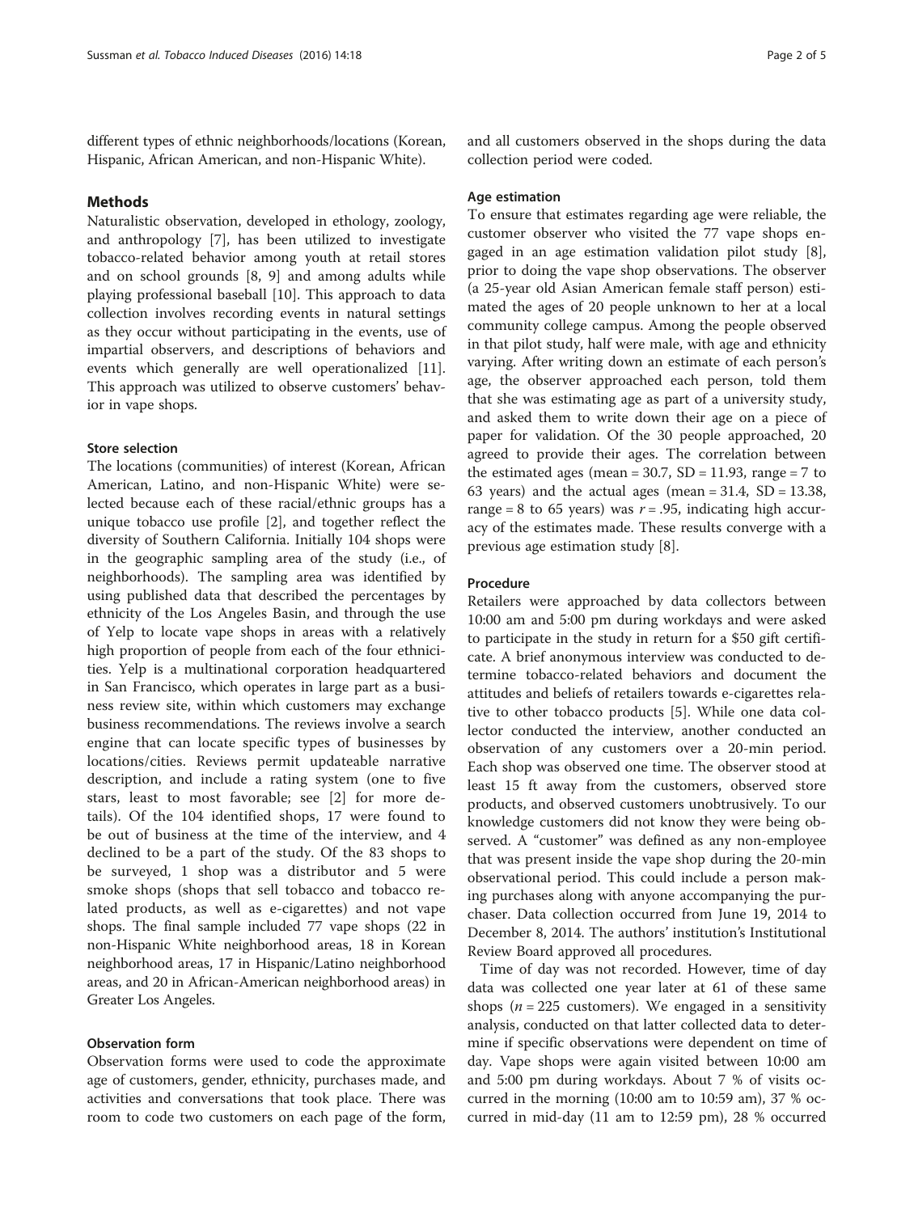different types of ethnic neighborhoods/locations (Korean, Hispanic, African American, and non-Hispanic White).

## Methods

Naturalistic observation, developed in ethology, zoology, and anthropology [7], has been utilized to investigate tobacco-related behavior among youth at retail stores and on school grounds [8, 9] and among adults while playing professional baseball [10]. This approach to data collection involves recording events in natural settings as they occur without participating in the events, use of impartial observers, and descriptions of behaviors and events which generally are well operationalized [11]. This approach was utilized to observe customers' behavior in vape shops.

### Store selection

The locations (communities) of interest (Korean, African American, Latino, and non-Hispanic White) were selected because each of these racial/ethnic groups has a unique tobacco use profile [2], and together reflect the diversity of Southern California. Initially 104 shops were in the geographic sampling area of the study (i.e., of neighborhoods). The sampling area was identified by using published data that described the percentages by ethnicity of the Los Angeles Basin, and through the use of Yelp to locate vape shops in areas with a relatively high proportion of people from each of the four ethnicities. Yelp is a multinational corporation headquartered in San Francisco, which operates in large part as a business review site, within which customers may exchange business recommendations. The reviews involve a search engine that can locate specific types of businesses by locations/cities. Reviews permit updateable narrative description, and include a rating system (one to five stars, least to most favorable; see [2] for more details). Of the 104 identified shops, 17 were found to be out of business at the time of the interview, and 4 declined to be a part of the study. Of the 83 shops to be surveyed, 1 shop was a distributor and 5 were smoke shops (shops that sell tobacco and tobacco related products, as well as e-cigarettes) and not vape shops. The final sample included 77 vape shops (22 in non-Hispanic White neighborhood areas, 18 in Korean neighborhood areas, 17 in Hispanic/Latino neighborhood areas, and 20 in African-American neighborhood areas) in Greater Los Angeles.

### Observation form

Observation forms were used to code the approximate age of customers, gender, ethnicity, purchases made, and activities and conversations that took place. There was room to code two customers on each page of the form, and all customers observed in the shops during the data collection period were coded.

### Age estimation

To ensure that estimates regarding age were reliable, the customer observer who visited the 77 vape shops engaged in an age estimation validation pilot study [8], prior to doing the vape shop observations. The observer (a 25-year old Asian American female staff person) estimated the ages of 20 people unknown to her at a local community college campus. Among the people observed in that pilot study, half were male, with age and ethnicity varying. After writing down an estimate of each person's age, the observer approached each person, told them that she was estimating age as part of a university study, and asked them to write down their age on a piece of paper for validation. Of the 30 people approached, 20 agreed to provide their ages. The correlation between the estimated ages (mean = 30.7, SD = 11.93, range = 7 to 63 years) and the actual ages (mean = 31.4, SD = 13.38, range = 8 to 65 years) was $r = .95$, indicating high accuracy of the estimates made. These results converge with a previous age estimation study [8].

### Procedure

Retailers were approached by data collectors between 10:00 am and 5:00 pm during workdays and were asked to participate in the study in return for a $50 gift certificate. A brief anonymous interview was conducted to determine tobacco-related behaviors and document the attitudes and beliefs of retailers towards e-cigarettes relative to other tobacco products [5]. While one data collector conducted the interview, another conducted an observation of any customers over a 20-min period. Each shop was observed one time. The observer stood at least 15 ft away from the customers, observed store products, and observed customers unobtrusively. To our knowledge customers did not know they were being observed. A "customer" was defined as any non-employee that was present inside the vape shop during the 20-min observational period. This could include a person making purchases along with anyone accompanying the purchaser. Data collection occurred from June 19, 2014 to December 8, 2014. The authors' institution's Institutional Review Board approved all procedures.

Time of day was not recorded. However, time of day data was collected one year later at 61 of these same shops ($n = 225$ customers). We engaged in a sensitivity analysis, conducted on that latter collected data to determine if specific observations were dependent on time of day. Vape shops were again visited between 10:00 am and 5:00 pm during workdays. About 7 % of visits occurred in the morning (10:00 am to 10:59 am), 37 % occurred in mid-day (11 am to 12:59 pm), 28 % occurred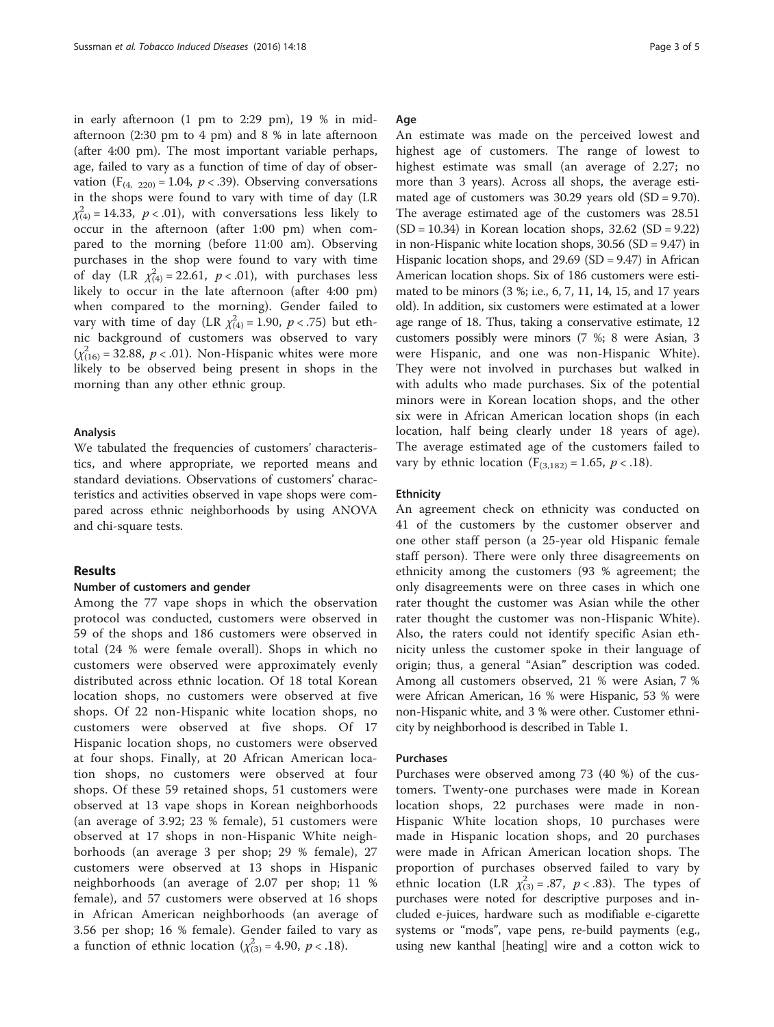in early afternoon (1 pm to 2:29 pm), 19 % in mid-afternoon (2:30 pm to 4 pm) and 8 % in late afternoon (after 4:00 pm). The most important variable perhaps, age, failed to vary as a function of time of day of observation ($F_{(4,\ 220)} = 1.04$, $p < .39$). Observing conversations in the shops were found to vary with time of day (LR $\chi^2_{(4)} = 14.33$, $p < .01$), with conversations less likely to occur in the afternoon (after 1:00 pm) when compared to the morning (before 11:00 am). Observing purchases in the shop were found to vary with time of day (LR $\chi^2_{(4)} = 22.61$, $p < .01$), with purchases less likely to occur in the late afternoon (after 4:00 pm) when compared to the morning). Gender failed to vary with time of day (LR $\chi^2_{(4)} = 1.90$, $p < .75$) but ethnic background of customers was observed to vary ($\chi^2_{(16)} = 32.88$, $p < .01$). Non-Hispanic whites were more likely to be observed being present in shops in the morning than any other ethnic group.

### Analysis

We tabulated the frequencies of customers' characteristics, and where appropriate, we reported means and standard deviations. Observations of customers' characteristics and activities observed in vape shops were compared across ethnic neighborhoods by using ANOVA and chi-square tests.

## Results

### Number of customers and gender

Among the 77 vape shops in which the observation protocol was conducted, customers were observed in 59 of the shops and 186 customers were observed in total (24 % were female overall). Shops in which no customers were observed were approximately evenly distributed across ethnic location. Of 18 total Korean location shops, no customers were observed at five shops. Of 22 non-Hispanic white location shops, no customers were observed at five shops. Of 17 Hispanic location shops, no customers were observed at four shops. Finally, at 20 African American location shops, no customers were observed at four shops. Of these 59 retained shops, 51 customers were observed at 13 vape shops in Korean neighborhoods (an average of 3.92; 23 % female), 51 customers were observed at 17 shops in non-Hispanic White neighborhoods (an average 3 per shop; 29 % female), 27 customers were observed at 13 shops in Hispanic neighborhoods (an average of 2.07 per shop; 11 % female), and 57 customers were observed at 16 shops in African American neighborhoods (an average of 3.56 per shop; 16 % female). Gender failed to vary as a function of ethnic location ($\chi^2_{(3)} = 4.90$, $p < .18$).

### Age

An estimate was made on the perceived lowest and highest age of customers. The range of lowest to highest estimate was small (an average of 2.27; no more than 3 years). Across all shops, the average estimated age of customers was 30.29 years old (SD = 9.70). The average estimated age of the customers was 28.51 (SD = 10.34) in Korean location shops, 32.62 (SD = 9.22) in non-Hispanic white location shops, 30.56 (SD = 9.47) in Hispanic location shops, and 29.69 (SD = 9.47) in African American location shops. Six of 186 customers were estimated to be minors (3 %; i.e., 6, 7, 11, 14, 15, and 17 years old). In addition, six customers were estimated at a lower age range of 18. Thus, taking a conservative estimate, 12 customers possibly were minors (7 %; 8 were Asian, 3 were Hispanic, and one was non-Hispanic White). They were not involved in purchases but walked in with adults who made purchases. Six of the potential minors were in Korean location shops, and the other six were in African American location shops (in each location, half being clearly under 18 years of age). The average estimated age of the customers failed to vary by ethnic location ($F_{(3,182)} = 1.65$, $p < .18$).

### Ethnicity

An agreement check on ethnicity was conducted on 41 of the customers by the customer observer and one other staff person (a 25-year old Hispanic female staff person). There were only three disagreements on ethnicity among the customers (93 % agreement; the only disagreements were on three cases in which one rater thought the customer was Asian while the other rater thought the customer was non-Hispanic White). Also, the raters could not identify specific Asian ethnicity unless the customer spoke in their language of origin; thus, a general "Asian" description was coded. Among all customers observed, 21 % were Asian, 7 % were African American, 16 % were Hispanic, 53 % were non-Hispanic white, and 3 % were other. Customer ethnicity by neighborhood is described in Table 1.

### Purchases

Purchases were observed among 73 (40 %) of the customers. Twenty-one purchases were made in Korean location shops, 22 purchases were made in non-Hispanic White location shops, 10 purchases were made in Hispanic location shops, and 20 purchases were made in African American location shops. The proportion of purchases observed failed to vary by ethnic location (LR $\chi^2_{(3)} = .87$, $p < .83$). The types of purchases were noted for descriptive purposes and included e-juices, hardware such as modifiable e-cigarette systems or "mods", vape pens, re-build payments (e.g., using new kanthal [heating] wire and a cotton wick to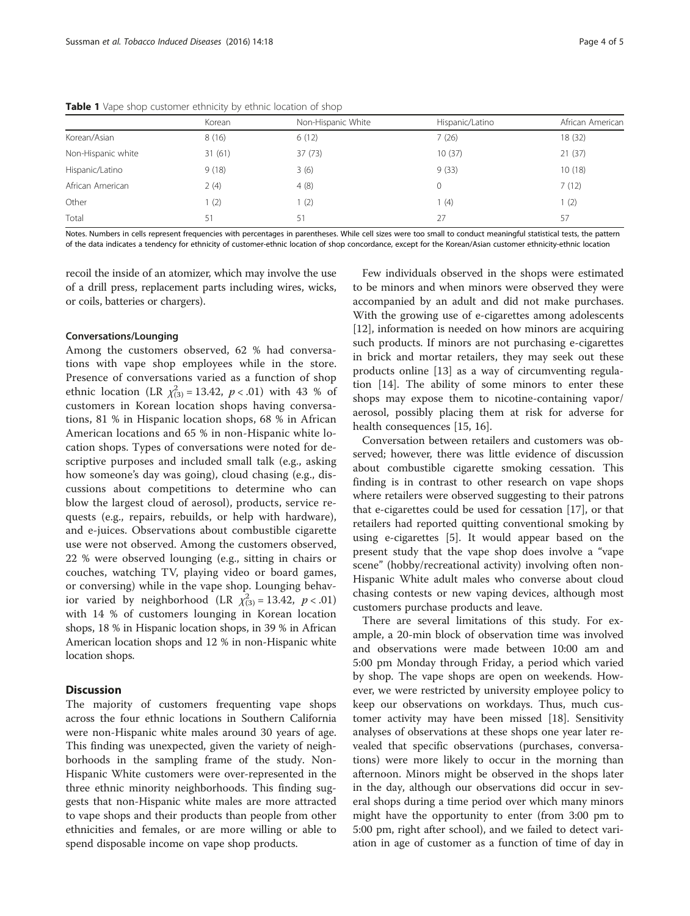**Table 1** Vape shop customer ethnicity by ethnic location of shop

| | Korean | Non-Hispanic White | Hispanic/Latino | African American |
|---|---|---|---|---|
| Korean/Asian | 8 (16) | 6 (12) | 7 (26) | 18 (32) |
| Non-Hispanic white | 31 (61) | 37 (73) | 10 (37) | 21 (37) |
| Hispanic/Latino | 9 (18) | 3 (6) | 9 (33) | 10 (18) |
| African American | 2 (4) | 4 (8) | 0 | 7 (12) |
| Other | 1 (2) | 1 (2) | 1 (4) | 1 (2) |
| Total | 51 | 51 | 27 | 57 |

Notes. Numbers in cells represent frequencies with percentages in parentheses. While cell sizes were too small to conduct meaningful statistical tests, the pattern of the data indicates a tendency for ethnicity of customer-ethnic location of shop concordance, except for the Korean/Asian customer ethnicity-ethnic location

recoil the inside of an atomizer, which may involve the use of a drill press, replacement parts including wires, wicks, or coils, batteries or chargers).

#### Conversations/Lounging

Among the customers observed, 62 % had conversations with vape shop employees while in the store. Presence of conversations varied as a function of shop ethnic location (LR $\chi^2_{(3)} = 13.42$, $p < .01$) with 43 % of customers in Korean location shops having conversations, 81 % in Hispanic location shops, 68 % in African American locations and 65 % in non-Hispanic white location shops. Types of conversations were noted for descriptive purposes and included small talk (e.g., asking how someone's day was going), cloud chasing (e.g., discussions about competitions to determine who can blow the largest cloud of aerosol), products, service requests (e.g., repairs, rebuilds, or help with hardware), and e-juices. Observations about combustible cigarette use were not observed. Among the customers observed, 22 % were observed lounging (e.g., sitting in chairs or couches, watching TV, playing video or board games, or conversing) while in the vape shop. Lounging behavior varied by neighborhood (LR $\chi^2_{(3)} = 13.42$, $p < .01$) with 14 % of customers lounging in Korean location shops, 18 % in Hispanic location shops, in 39 % in African American location shops and 12 % in non-Hispanic white location shops.

## Discussion

The majority of customers frequenting vape shops across the four ethnic locations in Southern California were non-Hispanic white males around 30 years of age. This finding was unexpected, given the variety of neighborhoods in the sampling frame of the study. Non-Hispanic White customers were over-represented in the three ethnic minority neighborhoods. This finding suggests that non-Hispanic white males are more attracted to vape shops and their products than people from other ethnicities and females, or are more willing or able to spend disposable income on vape shop products.

Few individuals observed in the shops were estimated to be minors and when minors were observed they were accompanied by an adult and did not make purchases. With the growing use of e-cigarettes among adolescents [12], information is needed on how minors are acquiring such products. If minors are not purchasing e-cigarettes in brick and mortar retailers, they may seek out these products online [13] as a way of circumventing regulation [14]. The ability of some minors to enter these shops may expose them to nicotine-containing vapor/aerosol, possibly placing them at risk for adverse for health consequences [15, 16].

Conversation between retailers and customers was observed; however, there was little evidence of discussion about combustible cigarette smoking cessation. This finding is in contrast to other research on vape shops where retailers were observed suggesting to their patrons that e-cigarettes could be used for cessation [17], or that retailers had reported quitting conventional smoking by using e-cigarettes [5]. It would appear based on the present study that the vape shop does involve a "vape scene" (hobby/recreational activity) involving often non-Hispanic White adult males who converse about cloud chasing contests or new vaping devices, although most customers purchase products and leave.

There are several limitations of this study. For example, a 20-min block of observation time was involved and observations were made between 10:00 am and 5:00 pm Monday through Friday, a period which varied by shop. The vape shops are open on weekends. However, we were restricted by university employee policy to keep our observations on workdays. Thus, much customer activity may have been missed [18]. Sensitivity analyses of observations at these shops one year later revealed that specific observations (purchases, conversations) were more likely to occur in the morning than afternoon. Minors might be observed in the shops later in the day, although our observations did occur in several shops during a time period over which many minors might have the opportunity to enter (from 3:00 pm to 5:00 pm, right after school), and we failed to detect variation in age of customer as a function of time of day in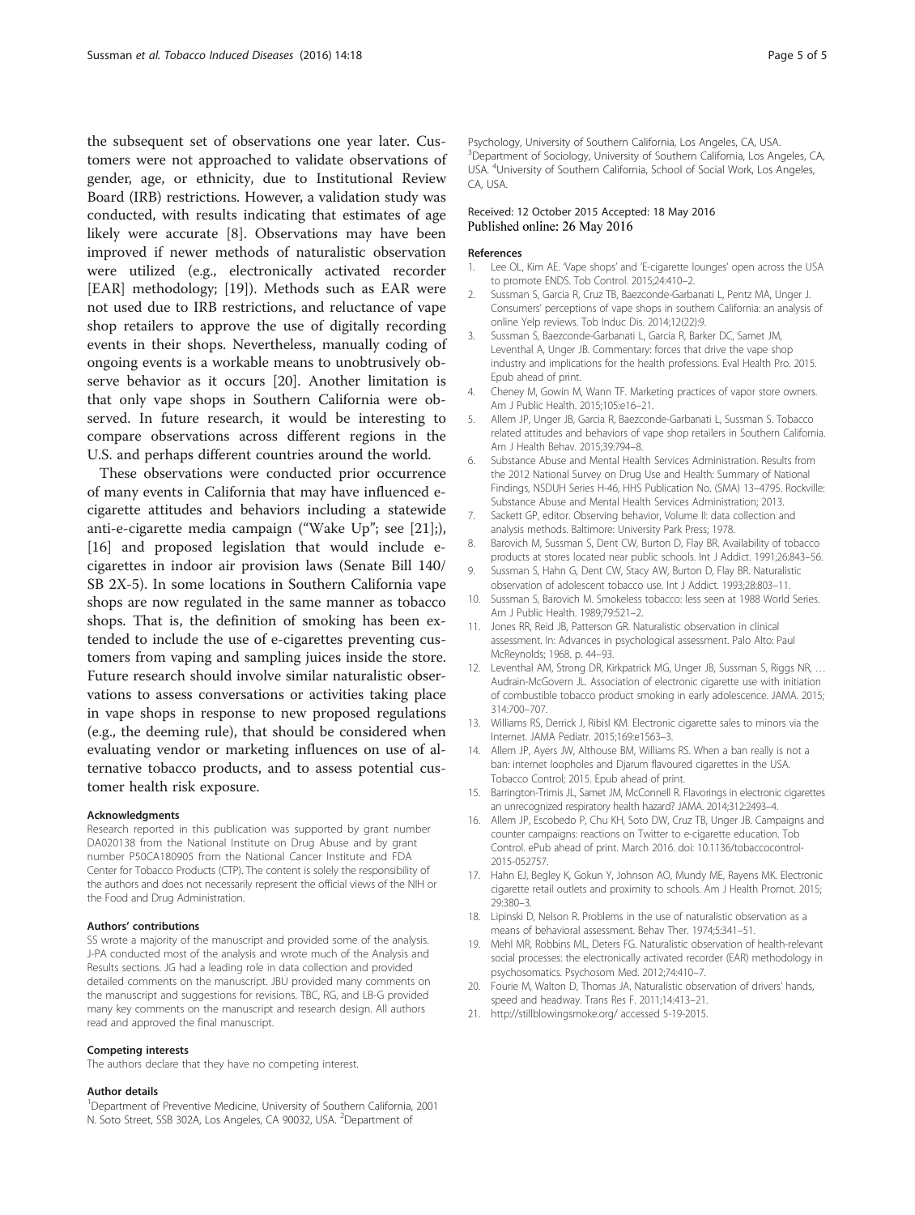the subsequent set of observations one year later. Customers were not approached to validate observations of gender, age, or ethnicity, due to Institutional Review Board (IRB) restrictions. However, a validation study was conducted, with results indicating that estimates of age likely were accurate [8]. Observations may have been improved if newer methods of naturalistic observation were utilized (e.g., electronically activated recorder [EAR] methodology; [19]). Methods such as EAR were not used due to IRB restrictions, and reluctance of vape shop retailers to approve the use of digitally recording events in their shops. Nevertheless, manually coding of ongoing events is a workable means to unobtrusively observe behavior as it occurs [20]. Another limitation is that only vape shops in Southern California were observed. In future research, it would be interesting to compare observations across different regions in the U.S. and perhaps different countries around the world.

These observations were conducted prior occurrence of many events in California that may have influenced e-cigarette attitudes and behaviors including a statewide anti-e-cigarette media campaign ("Wake Up"; see [21];), [16] and proposed legislation that would include e-cigarettes in indoor air provision laws (Senate Bill 140/ SB 2X-5). In some locations in Southern California vape shops are now regulated in the same manner as tobacco shops. That is, the definition of smoking has been extended to include the use of e-cigarettes preventing customers from vaping and sampling juices inside the store. Future research should involve similar naturalistic observations to assess conversations or activities taking place in vape shops in response to new proposed regulations (e.g., the deeming rule), that should be considered when evaluating vendor or marketing influences on use of alternative tobacco products, and to assess potential customer health risk exposure.

#### Acknowledgments

Research reported in this publication was supported by grant number DA020138 from the National Institute on Drug Abuse and by grant number P50CA180905 from the National Cancer Institute and FDA Center for Tobacco Products (CTP). The content is solely the responsibility of the authors and does not necessarily represent the official views of the NIH or the Food and Drug Administration.

#### Authors' contributions

SS wrote a majority of the manuscript and provided some of the analysis. J-PA conducted most of the analysis and wrote much of the Analysis and Results sections. JG had a leading role in data collection and provided detailed comments on the manuscript. JBU provided many comments on the manuscript and suggestions for revisions. TBC, RG, and LB-G provided many key comments on the manuscript and research design. All authors read and approved the final manuscript.

#### Competing interests

The authors declare that they have no competing interest.

#### Author details

[1]Department of Preventive Medicine, University of Southern California, 2001 N. Soto Street, SSB 302A, Los Angeles, CA 90032, USA. [2]Department of Psychology, University of Southern California, Los Angeles, CA, USA. [3]Department of Sociology, University of Southern California, Los Angeles, CA, USA. [4]University of Southern California, School of Social Work, Los Angeles, CA, USA.

Received: 12 October 2015 Accepted: 18 May 2016
Published online: 26 May 2016

#### References

1. Lee OL, Kim AE. 'Vape shops' and 'E-cigarette lounges' open across the USA to promote ENDS. Tob Control. 2015;24:410–2.
2. Sussman S, Garcia R, Cruz TB, Baezconde-Garbanati L, Pentz MA, Unger J. Consumers' perceptions of vape shops in southern California: an analysis of online Yelp reviews. Tob Induc Dis. 2014;12(22):9.
3. Sussman S, Baezconde-Garbanati L, Garcia R, Barker DC, Samet JM, Leventhal A, Unger JB. Commentary: forces that drive the vape shop industry and implications for the health professions. Eval Health Pro. 2015. Epub ahead of print.
4. Cheney M, Gowin M, Wann TF. Marketing practices of vapor store owners. Am J Public Health. 2015;105:e16–21.
5. Allem JP, Unger JB, Garcia R, Baezconde-Garbanati L, Sussman S. Tobacco related attitudes and behaviors of vape shop retailers in Southern California. Am J Health Behav. 2015;39:794–8.
6. Substance Abuse and Mental Health Services Administration. Results from the 2012 National Survey on Drug Use and Health: Summary of National Findings, NSDUH Series H-46, HHS Publication No. (SMA) 13–4795. Rockville: Substance Abuse and Mental Health Services Administration; 2013.
7. Sackett GP, editor. Observing behavior, Volume II: data collection and analysis methods. Baltimore: University Park Press; 1978.
8. Barovich M, Sussman S, Dent CW, Burton D, Flay BR. Availability of tobacco products at stores located near public schools. Int J Addict. 1991;26:843–56.
9. Sussman S, Hahn G, Dent CW, Stacy AW, Burton D, Flay BR. Naturalistic observation of adolescent tobacco use. Int J Addict. 1993;28:803–11.
10. Sussman S, Barovich M. Smokeless tobacco: less seen at 1988 World Series. Am J Public Health. 1989;79:521–2.
11. Jones RR, Reid JB, Patterson GR. Naturalistic observation in clinical assessment. In: Advances in psychological assessment. Palo Alto: Paul McReynolds; 1968. p. 44–93.
12. Leventhal AM, Strong DR, Kirkpatrick MG, Unger JB, Sussman S, Riggs NR, … Audrain-McGovern JL. Association of electronic cigarette use with initiation of combustible tobacco product smoking in early adolescence. JAMA. 2015; 314:700–707.
13. Williams RS, Derrick J, Ribisl KM. Electronic cigarette sales to minors via the Internet. JAMA Pediatr. 2015;169:e1563–3.
14. Allem JP, Ayers JW, Althouse BM, Williams RS. When a ban really is not a ban: internet loopholes and Djarum flavoured cigarettes in the USA. Tobacco Control; 2015. Epub ahead of print.
15. Barrington-Trimis JL, Samet JM, McConnell R. Flavorings in electronic cigarettes an unrecognized respiratory health hazard? JAMA. 2014;312:2493–4.
16. Allem JP, Escobedo P, Chu KH, Soto DW, Cruz TB, Unger JB. Campaigns and counter campaigns: reactions on Twitter to e-cigarette education. Tob Control. ePub ahead of print. March 2016. doi: 10.1136/tobaccocontrol-2015-052757.
17. Hahn EJ, Begley K, Gokun Y, Johnson AO, Mundy ME, Rayens MK. Electronic cigarette retail outlets and proximity to schools. Am J Health Promot. 2015; 29:380–3.
18. Lipinski D, Nelson R. Problems in the use of naturalistic observation as a means of behavioral assessment. Behav Ther. 1974;5:341–51.
19. Mehl MR, Robbins ML, Deters FG. Naturalistic observation of health-relevant social processes: the electronically activated recorder (EAR) methodology in psychosomatics. Psychosom Med. 2012;74:410–7.
20. Fourie M, Walton D, Thomas JA. Naturalistic observation of drivers' hands, speed and headway. Trans Res F. 2011;14:413–21.
21. http://stillblowingsmoke.org/ accessed 5-19-2015.